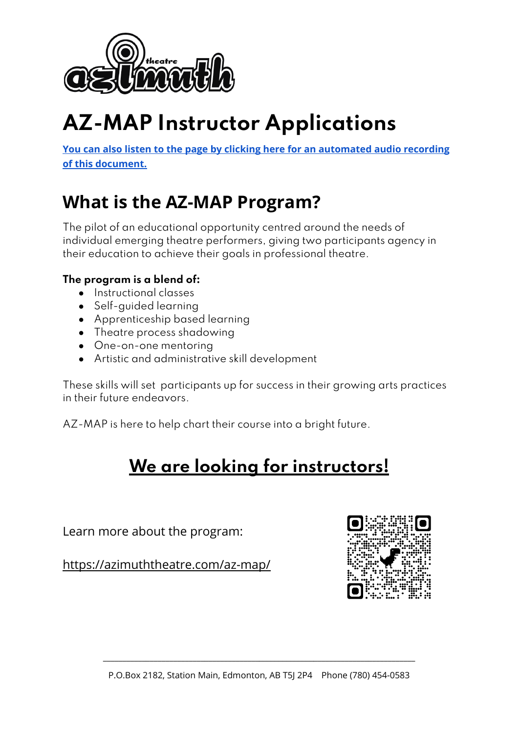# AZ-MAP Instructor Applications

**You can also listen to the page by clicking here for an automated audio recording of this document.**

## What is the AZ-MAP Program?

The pilot of an educational opportunity centred around the needs of individual emerging theatre performers, giving two participants agency in their education to achieve their goals in professional theatre.

**The program is a blend of:**

- Instructional classes
- Self-guided learning
- Apprenticeship based learning
- Theatre process shadowing
- One-on-one mentoring
- Artistic and administrative skill development

These skills will set participants up for success in their growing arts practices in their future endeavors.

AZ-MAP is here to help chart their course into a bright future.

## We are looking for instructors!

Learn more about the program:

https://azimuththeatre.com/az-map/

P.O.Box 2182, Station Main, Edmonton, AB T5J 2P4 Phone (780) 454-0583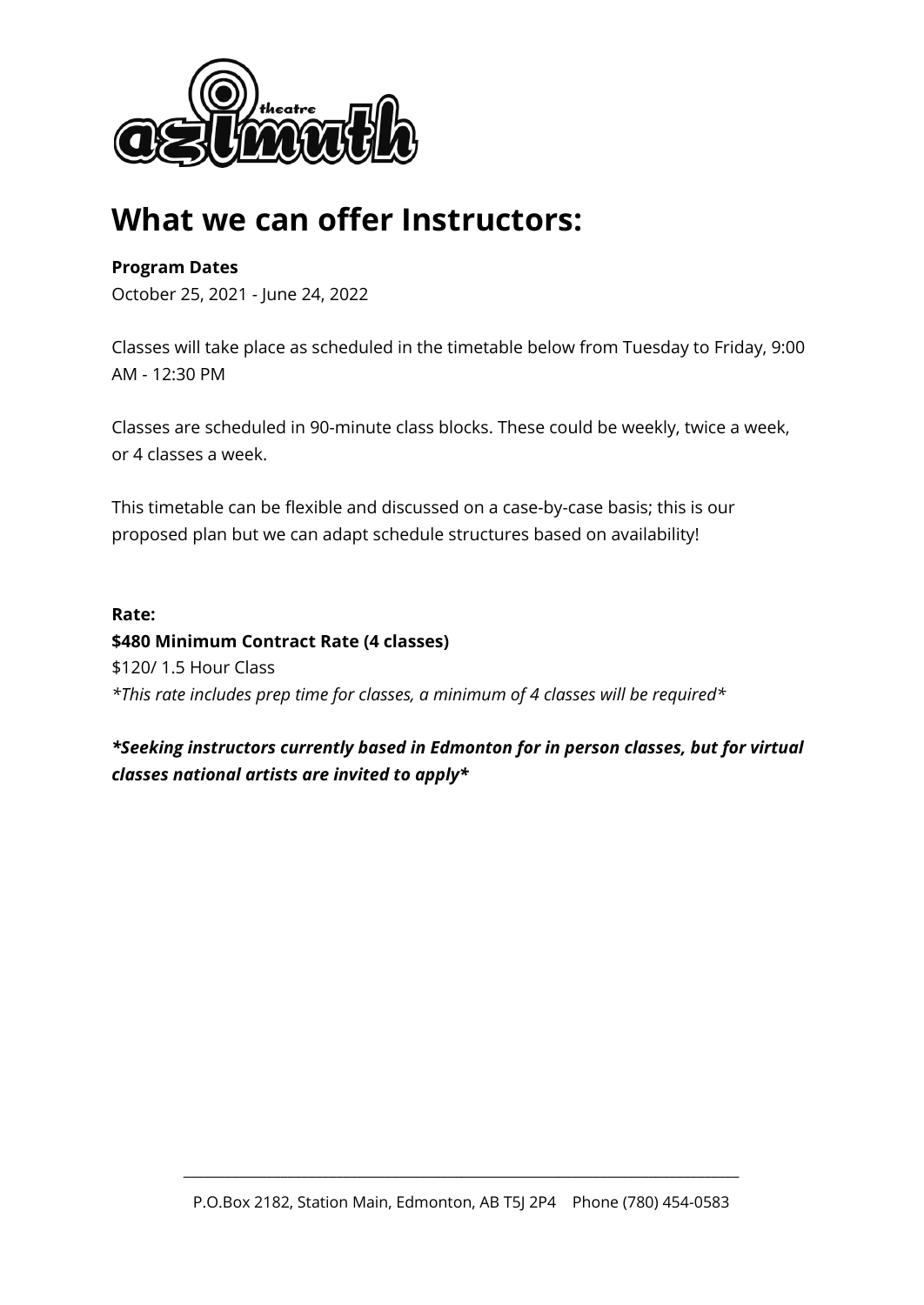# What we can offer Instructors:

**Program Dates**

October 25, 2021 - June 24, 2022

Classes will take place as scheduled in the timetable below from Tuesday to Friday, 9:00 AM - 12:30 PM

Classes are scheduled in 90-minute class blocks. These could be weekly, twice a week, or 4 classes a week.

This timetable can be flexible and discussed on a case-by-case basis; this is our proposed plan but we can adapt schedule structures based on availability!

**Rate:**

**$480 Minimum Contract Rate (4 classes)**

$120/ 1.5 Hour Class

*\*This rate includes prep time for classes, a minimum of 4 classes will be required\**

***\*Seeking instructors currently based in Edmonton for in person classes, but for virtual classes national artists are invited to apply\****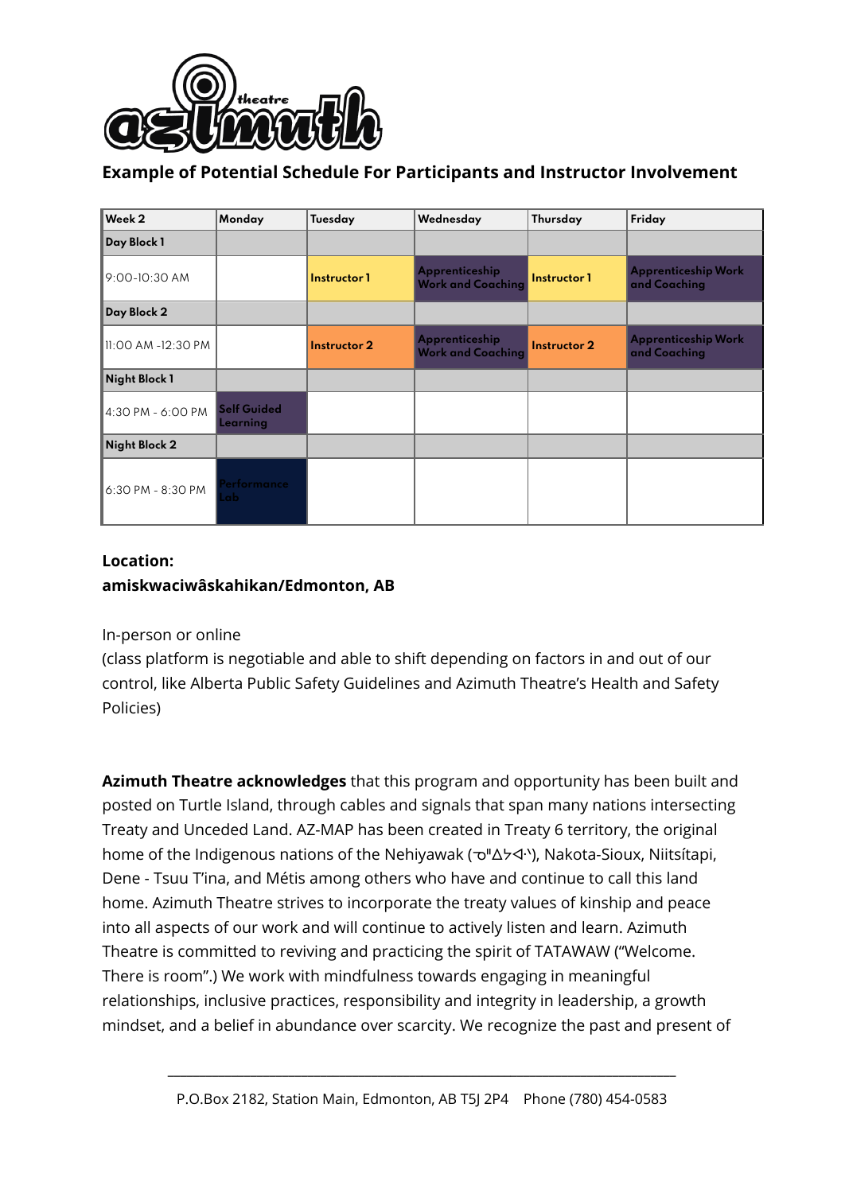## Example of Potential Schedule For Participants and Instructor Involvement

| Week 2 | Monday | Tuesday | Wednesday | Thursday | Friday |
|---|---|---|---|---|---|
| **Day Block 1** | | | | | |
| 9:00-10:30 AM | | Instructor 1 | Apprenticeship Work and Coaching | Instructor 1 | Apprenticeship Work and Coaching |
| **Day Block 2** | | | | | |
| 11:00 AM -12:30 PM | | Instructor 2 | Apprenticeship Work and Coaching | Instructor 2 | Apprenticeship Work and Coaching |
| **Night Block 1** | | | | | |
| 4:30 PM - 6:00 PM | Self Guided Learning | | | | |
| **Night Block 2** | | | | | |
| 6:30 PM - 8:30 PM | Performance Lab | | | | |

**Location:**
**amiskwaciwâskahikan/Edmonton, AB**

In-person or online
(class platform is negotiable and able to shift depending on factors in and out of our control, like Alberta Public Safety Guidelines and Azimuth Theatre's Health and Safety Policies)

**Azimuth Theatre acknowledges** that this program and opportunity has been built and posted on Turtle Island, through cables and signals that span many nations intersecting Treaty and Unceded Land. AZ-MAP has been created in Treaty 6 territory, the original home of the Indigenous nations of the Nehiyawak (ᓀᐦᐃᔭᐘᐠ), Nakota-Sioux, Niitsítapi, Dene - Tsuu T'ina, and Métis among others who have and continue to call this land home. Azimuth Theatre strives to incorporate the treaty values of kinship and peace into all aspects of our work and will continue to actively listen and learn. Azimuth Theatre is committed to reviving and practicing the spirit of TATAWAW ("Welcome. There is room".) We work with mindfulness towards engaging in meaningful relationships, inclusive practices, responsibility and integrity in leadership, a growth mindset, and a belief in abundance over scarcity. We recognize the past and present of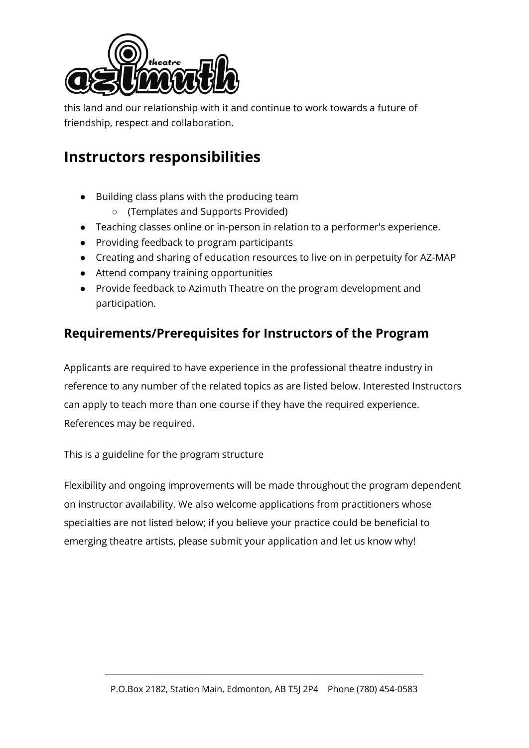this land and our relationship with it and continue to work towards a future of friendship, respect and collaboration.

## Instructors responsibilities

- Building class plans with the producing team
  - (Templates and Supports Provided)
- Teaching classes online or in-person in relation to a performer's experience.
- Providing feedback to program participants
- Creating and sharing of education resources to live on in perpetuity for AZ-MAP
- Attend company training opportunities
- Provide feedback to Azimuth Theatre on the program development and participation.

### Requirements/Prerequisites for Instructors of the Program

Applicants are required to have experience in the professional theatre industry in reference to any number of the related topics as are listed below. Interested Instructors can apply to teach more than one course if they have the required experience. References may be required.

This is a guideline for the program structure

Flexibility and ongoing improvements will be made throughout the program dependent on instructor availability. We also welcome applications from practitioners whose specialties are not listed below; if you believe your practice could be beneficial to emerging theatre artists, please submit your application and let us know why!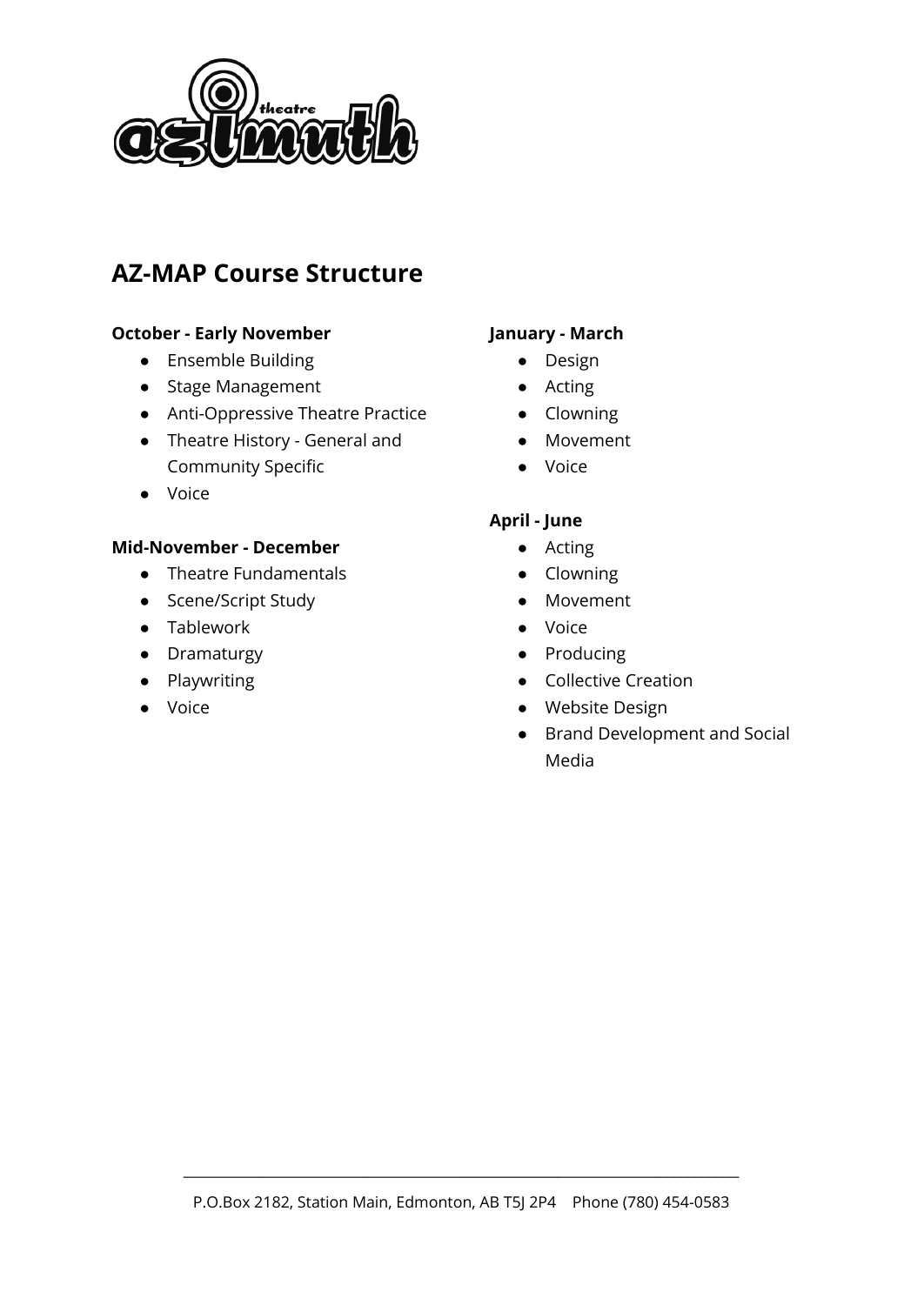## AZ-MAP Course Structure

**October - Early November**

- Ensemble Building
- Stage Management
- Anti-Oppressive Theatre Practice
- Theatre History - General and Community Specific
- Voice

**Mid-November - December**

- Theatre Fundamentals
- Scene/Script Study
- Tablework
- Dramaturgy
- Playwriting
- Voice

**January - March**

- Design
- Acting
- Clowning
- Movement
- Voice

**April - June**

- Acting
- Clowning
- Movement
- Voice
- Producing
- Collective Creation
- Website Design
- Brand Development and Social Media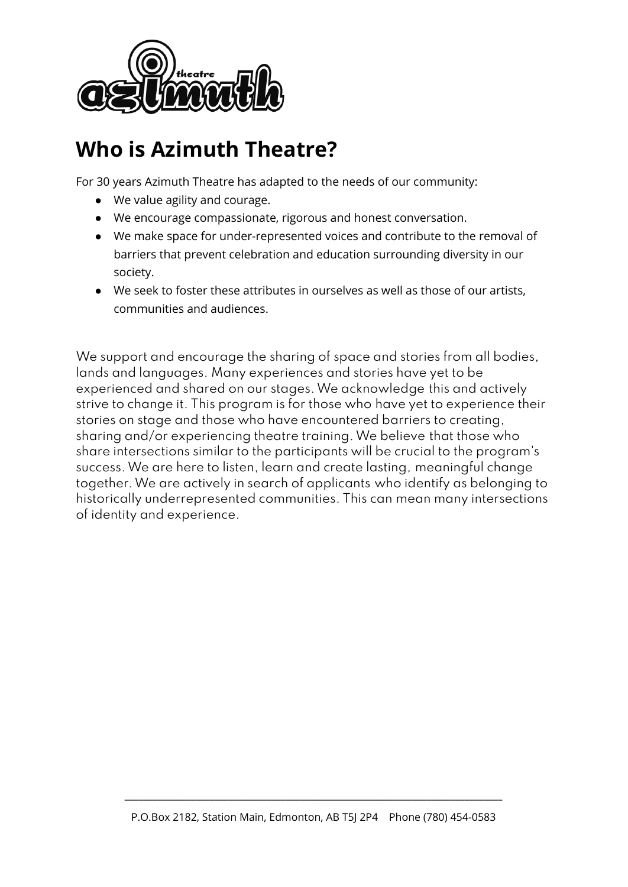# Who is Azimuth Theatre?

For 30 years Azimuth Theatre has adapted to the needs of our community:

- We value agility and courage.
- We encourage compassionate, rigorous and honest conversation.
- We make space for under-represented voices and contribute to the removal of barriers that prevent celebration and education surrounding diversity in our society.
- We seek to foster these attributes in ourselves as well as those of our artists, communities and audiences.

We support and encourage the sharing of space and stories from all bodies, lands and languages. Many experiences and stories have yet to be experienced and shared on our stages. We acknowledge this and actively strive to change it. This program is for those who have yet to experience their stories on stage and those who have encountered barriers to creating, sharing and/or experiencing theatre training. We believe that those who share intersections similar to the participants will be crucial to the program's success. We are here to listen, learn and create lasting, meaningful change together. We are actively in search of applicants who identify as belonging to historically underrepresented communities. This can mean many intersections of identity and experience.

P.O.Box 2182, Station Main, Edmonton, AB T5J 2P4 Phone (780) 454-0583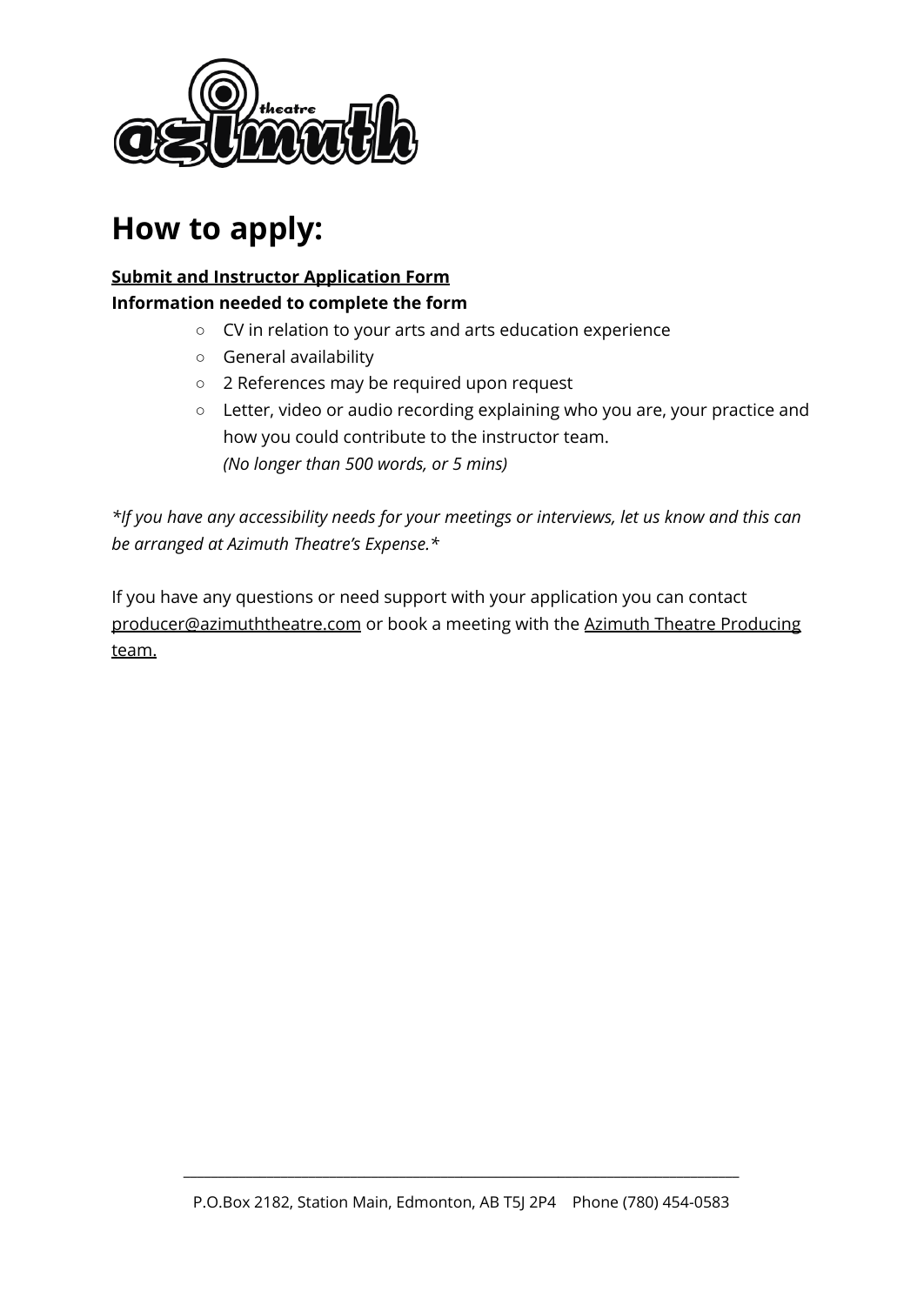# How to apply:

**Submit and Instructor Application Form**
**Information needed to complete the form**

- CV in relation to your arts and arts education experience
- General availability
- 2 References may be required upon request
- Letter, video or audio recording explaining who you are, your practice and how you could contribute to the instructor team.
  *(No longer than 500 words, or 5 mins)*

**If you have any accessibility needs for your meetings or interviews, let us know and this can be arranged at Azimuth Theatre's Expense.**

If you have any questions or need support with your application you can contact producer@azimuththeatre.com or book a meeting with the Azimuth Theatre Producing team.

P.O.Box 2182, Station Main, Edmonton, AB T5J 2P4 Phone (780) 454-0583